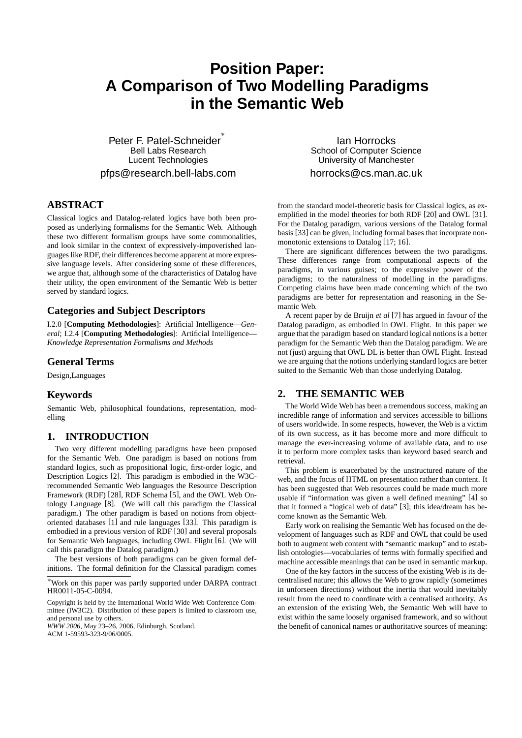# Position Paper: A Comparison of Two Modelling Paradigms in the Semantic Web

Peter F. Patel-Schneider*
Bell Labs Research
Lucent Technologies
pfps@research.bell-labs.com

Ian Horrocks
School of Computer Science
University of Manchester
horrocks@cs.man.ac.uk

## ABSTRACT

Classical logics and Datalog-related logics have both been proposed as underlying formalisms for the Semantic Web. Although these two different formalism groups have some commonalities, and look similar in the context of expressively-impoverished languages like RDF, their differences become apparent at more expressive language levels. After considering some of these differences, we argue that, although some of the characteristics of Datalog have their utility, the open environment of the Semantic Web is better served by standard logics.

## Categories and Subject Descriptors

I.2.0 [**Computing Methodologies**]: Artificial Intelligence—*General*; I.2.4 [**Computing Methodologies**]: Artificial Intelligence—*Knowledge Representation Formalisms and Methods*

## General Terms

Design,Languages

## Keywords

Semantic Web, philosophical foundations, representation, modelling

## 1. INTRODUCTION

Two very different modelling paradigms have been proposed for the Semantic Web. One paradigm is based on notions from standard logics, such as propositional logic, first-order logic, and Description Logics [2]. This paradigm is embodied in the W3C-recommended Semantic Web languages the Resource Description Framework (RDF) [28], RDF Schema [5], and the OWL Web Ontology Language [8]. (We will call this paradigm the Classical paradigm.) The other paradigm is based on notions from object-oriented databases [1] and rule languages [33]. This paradigm is embodied in a previous version of RDF [30] and several proposals for Semantic Web languages, including OWL Flight [6]. (We will call this paradigm the Datalog paradigm.)

The best versions of both paradigms can be given formal definitions. The formal definition for the Classical paradigm comes from the standard model-theoretic basis for Classical logics, as exemplified in the model theories for both RDF [20] and OWL [31]. For the Datalog paradigm, various versions of the Datalog formal basis [33] can be given, including formal bases that incorprate nonmonotonic extensions to Datalog [17; 16].

There are significant differences between the two paradigms. These differences range from computational aspects of the paradigms, in various guises; to the expressive power of the paradigms; to the naturalness of modelling in the paradigms. Competing claims have been made concerning which of the two paradigms are better for representation and reasoning in the Semantic Web.

A recent paper by de Bruijn *et al* [7] has argued in favour of the Datalog paradigm, as embodied in OWL Flight. In this paper we argue that the paradigm based on standard logical notions is a better paradigm for the Semantic Web than the Datalog paradigm. We are not (just) arguing that OWL DL is better than OWL Flight. Instead we are arguing that the notions underlying standard logics are better suited to the Semantic Web than those underlying Datalog.

## 2. THE SEMANTIC WEB

The World Wide Web has been a tremendous success, making an incredible range of information and services accessible to billions of users worldwide. In some respects, however, the Web is a victim of its own success, as it has become more and more difficult to manage the ever-increasing volume of available data, and to use it to perform more complex tasks than keyword based search and retrieval.

This problem is exacerbated by the unstructured nature of the web, and the focus of HTML on presentation rather than content. It has been suggested that Web resources could be made much more usable if "information was given a well defined meaning" [4] so that it formed a "logical web of data" [3]; this idea/dream has become known as the Semantic Web.

Early work on realising the Semantic Web has focused on the development of languages such as RDF and OWL that could be used both to augment web content with "semantic markup" and to establish ontologies—vocabularies of terms with formally specified and machine accessible meanings that can be used in semantic markup.

One of the key factors in the success of the existing Web is its decentralised nature; this allows the Web to grow rapidly (sometimes in unforseen directions) without the inertia that would inevitably result from the need to coordinate with a centralised authority. As an extension of the existing Web, the Semantic Web will have to exist within the same loosely organised framework, and so without the benefit of canonical names or authoritative sources of meaning:

*Work on this paper was partly supported under DARPA contract HR0011-05-C-0094.

Copyright is held by the International World Wide Web Conference Committee (IW3C2). Distribution of these papers is limited to classroom use, and personal use by others.
*WWW 2006*, May 23–26, 2006, Edinburgh, Scotland.
ACM 1-59593-323-9/06/0005.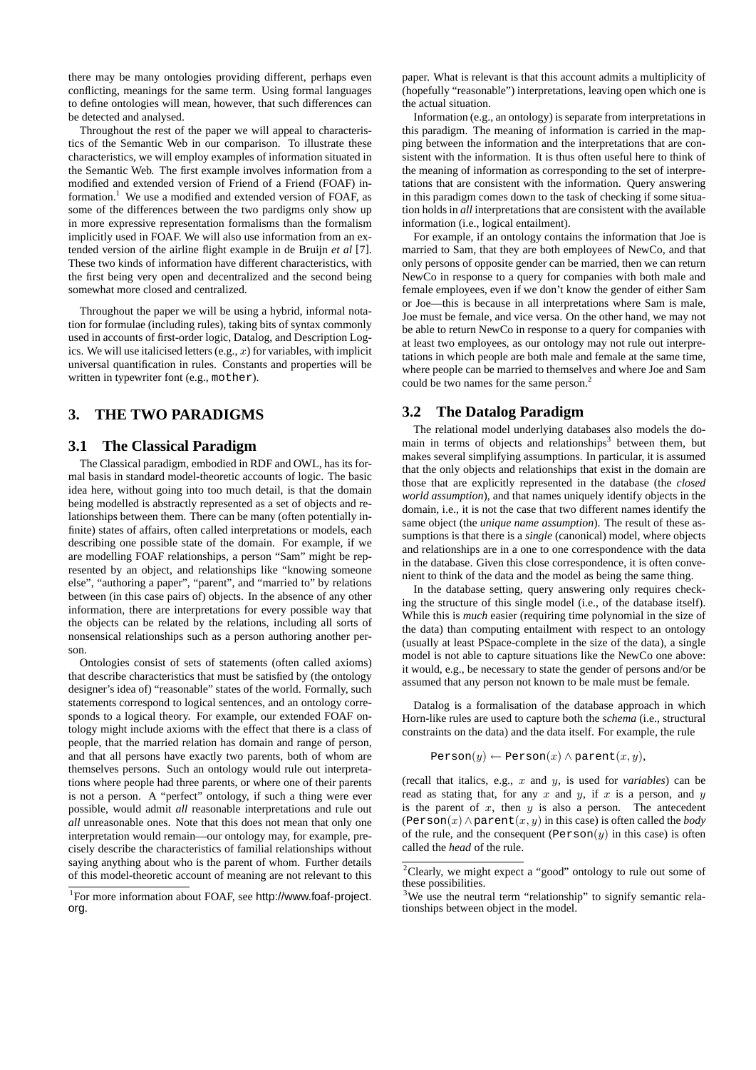there may be many ontologies providing different, perhaps even conflicting, meanings for the same term. Using formal languages to define ontologies will mean, however, that such differences can be detected and analysed.

Throughout the rest of the paper we will appeal to characteristics of the Semantic Web in our comparison. To illustrate these characteristics, we will employ examples of information situated in the Semantic Web. The first example involves information from a modified and extended version of Friend of a Friend (FOAF) information.[1] We use a modified and extended version of FOAF, as some of the differences between the two pardigms only show up in more expressive representation formalisms than the formalism implicitly used in FOAF. We will also use information from an extended version of the airline flight example in de Bruijn *et al* [7]. These two kinds of information have different characteristics, with the first being very open and decentralized and the second being somewhat more closed and centralized.

Throughout the paper we will be using a hybrid, informal notation for formulae (including rules), taking bits of syntax commonly used in accounts of first-order logic, Datalog, and Description Logics. We will use italicised letters (e.g., $x$) for variables, with implicit universal quantification in rules. Constants and properties will be written in typewriter font (e.g., `mother`).

## 3. THE TWO PARADIGMS

### 3.1 The Classical Paradigm

The Classical paradigm, embodied in RDF and OWL, has its formal basis in standard model-theoretic accounts of logic. The basic idea here, without going into too much detail, is that the domain being modelled is abstractly represented as a set of objects and relationships between them. There can be many (often potentially infinite) states of affairs, often called interpretations or models, each describing one possible state of the domain. For example, if we are modelling FOAF relationships, a person "Sam" might be represented by an object, and relationships like "knowing someone else", "authoring a paper", "parent", and "married to" by relations between (in this case pairs of) objects. In the absence of any other information, there are interpretations for every possible way that the objects can be related by the relations, including all sorts of nonsensical relationships such as a person authoring another person.

Ontologies consist of sets of statements (often called axioms) that describe characteristics that must be satisfied by (the ontology designer's idea of) "reasonable" states of the world. Formally, such statements correspond to logical sentences, and an ontology corresponds to a logical theory. For example, our extended FOAF ontology might include axioms with the effect that there is a class of people, that the married relation has domain and range of person, and that all persons have exactly two parents, both of whom are themselves persons. Such an ontology would rule out interpretations where people had three parents, or where one of their parents is not a person. A "perfect" ontology, if such a thing were ever possible, would admit *all* reasonable interpretations and rule out *all* unreasonable ones. Note that this does not mean that only one interpretation would remain—our ontology may, for example, precisely describe the characteristics of familial relationships without saying anything about who is the parent of whom. Further details of this model-theoretic account of meaning are not relevant to this paper. What is relevant is that this account admits a multiplicity of (hopefully "reasonable") interpretations, leaving open which one is the actual situation.

Information (e.g., an ontology) is separate from interpretations in this paradigm. The meaning of information is carried in the mapping between the information and the interpretations that are consistent with the information. It is thus often useful here to think of the meaning of information as corresponding to the set of interpretations that are consistent with the information. Query answering in this paradigm comes down to the task of checking if some situation holds in *all* interpretations that are consistent with the available information (i.e., logical entailment).

For example, if an ontology contains the information that Joe is married to Sam, that they are both employees of NewCo, and that only persons of opposite gender can be married, then we can return NewCo in response to a query for companies with both male and female employees, even if we don't know the gender of either Sam or Joe—this is because in all interpretations where Sam is male, Joe must be female, and vice versa. On the other hand, we may not be able to return NewCo in response to a query for companies with at least two employees, as our ontology may not rule out interpretations in which people are both male and female at the same time, where people can be married to themselves and where Joe and Sam could be two names for the same person.[2]

### 3.2 The Datalog Paradigm

The relational model underlying databases also models the domain in terms of objects and relationships[3] between them, but makes several simplifying assumptions. In particular, it is assumed that the only objects and relationships that exist in the domain are those that are explicitly represented in the database (the *closed world assumption*), and that names uniquely identify objects in the domain, i.e., it is not the case that two different names identify the same object (the *unique name assumption*). The result of these assumptions is that there is a *single* (canonical) model, where objects and relationships are in a one to one correspondence with the data in the database. Given this close correspondence, it is often convenient to think of the data and the model as being the same thing.

In the database setting, query answering only requires checking the structure of this single model (i.e., of the database itself). While this is *much* easier (requiring time polynomial in the size of the data) than computing entailment with respect to an ontology (usually at least PSpace-complete in the size of the data), a single model is not able to capture situations like the NewCo one above: it would, e.g., be necessary to state the gender of persons and/or be assumed that any person not known to be male must be female.

Datalog is a formalisation of the database approach in which Horn-like rules are used to capture both the *schema* (i.e., structural constraints on the data) and the data itself. For example, the rule

$$\texttt{Person}(y) \leftarrow \texttt{Person}(x) \wedge \texttt{parent}(x, y),$$

(recall that italics, e.g., $x$ and $y$, is used for *variables*) can be read as stating that, for any $x$ and $y$, if $x$ is a person, and $y$ is the parent of $x$, then $y$ is also a person. The antecedent ($\texttt{Person}(x) \wedge \texttt{parent}(x, y)$ in this case) is often called the *body* of the rule, and the consequent ($\texttt{Person}(y)$ in this case) is often called the *head* of the rule.

[1] For more information about FOAF, see http://www.foaf-project.org.

[2] Clearly, we might expect a "good" ontology to rule out some of these possibilities.

[3] We use the neutral term "relationship" to signify semantic relationships between object in the model.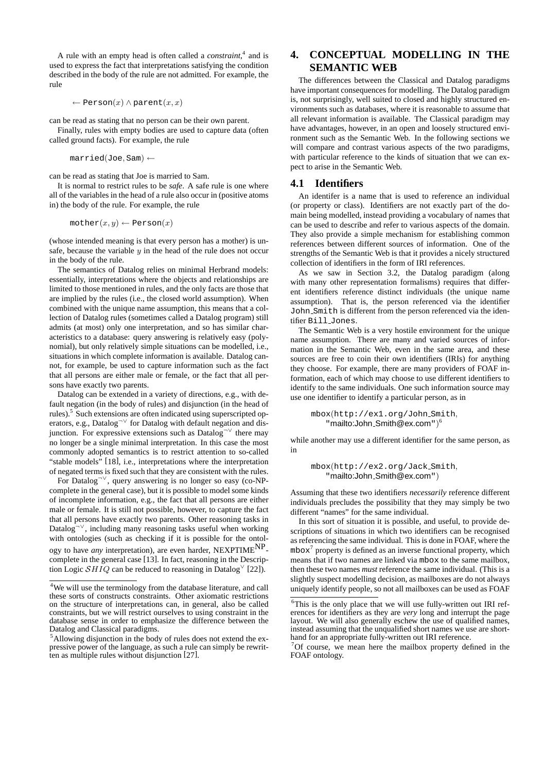A rule with an empty head is often called a *constraint*,[4] and is used to express the fact that interpretations satisfying the condition described in the body of the rule are not admitted. For example, the rule

$$\leftarrow \texttt{Person}(x) \wedge \texttt{parent}(x, x)$$

can be read as stating that no person can be their own parent.

Finally, rules with empty bodies are used to capture data (often called ground facts). For example, the rule

$$\texttt{married}(\texttt{Joe}, \texttt{Sam}) \leftarrow$$

can be read as stating that Joe is married to Sam.

It is normal to restrict rules to be *safe*. A safe rule is one where all of the variables in the head of a rule also occur in (positive atoms in) the body of the rule. For example, the rule

$$\texttt{mother}(x, y) \leftarrow \texttt{Person}(x)$$

(whose intended meaning is that every person has a mother) is unsafe, because the variable $y$ in the head of the rule does not occur in the body of the rule.

The semantics of Datalog relies on minimal Herbrand models: essentially, interpretations where the objects and relationships are limited to those mentioned in rules, and the only facts are those that are implied by the rules (i.e., the closed world assumption). When combined with the unique name assumption, this means that a collection of Datalog rules (sometimes called a Datalog program) still admits (at most) only one interpretation, and so has similar characteristics to a database: query answering is relatively easy (polynomial), but only relatively simple situations can be modelled, i.e., situations in which complete information is available. Datalog cannot, for example, be used to capture information such as the fact that all persons are either male or female, or the fact that all persons have exactly two parents.

Datalog can be extended in a variety of directions, e.g., with default negation (in the body of rules) and disjunction (in the head of rules).[5] Such extensions are often indicated using superscripted operators, e.g., Datalog$^{\neg\vee}$ for Datalog with default negation and disjunction. For expressive extensions such as Datalog$^{\neg\vee}$ there may no longer be a single minimal interpretation. In this case the most commonly adopted semantics is to restrict attention to so-called "stable models" [18], i.e., interpretations where the interpretation of negated terms is fixed such that they are consistent with the rules.

For Datalog$^{\neg\vee}$, query answering is no longer so easy (co-NP-complete in the general case), but it is possible to model some kinds of incomplete information, e.g., the fact that all persons are either male or female. It is still not possible, however, to capture the fact that all persons have exactly two parents. Other reasoning tasks in Datalog$^{\neg\vee}$, including many reasoning tasks useful when working with ontologies (such as checking if it is possible for the ontology to have *any* interpretation), are even harder, NEXPTIME$^{\text{NP}}$-complete in the general case [13]. In fact, reasoning in the Description Logic $\mathcal{SHIQ}$ can be reduced to reasoning in Datalog$^{\vee}$ [22]).

[4] We will use the terminology from the database literature, and call these sorts of constructs constraints. Other axiomatic restrictions on the structure of interpretations can, in general, also be called constraints, but we will restrict ourselves to using constraint in the database sense in order to emphasize the difference between the Datalog and Classical paradigms.

[5] Allowing disjunction in the body of rules does not extend the expressive power of the language, as such a rule can simply be rewritten as multiple rules without disjunction [27].

## 4. CONCEPTUAL MODELLING IN THE SEMANTIC WEB

The differences between the Classical and Datalog paradigms have important consequences for modelling. The Datalog paradigm is, not surprisingly, well suited to closed and highly structured environments such as databases, where it is reasonable to assume that all relevant information is available. The Classical paradigm may have advantages, however, in an open and loosely structured environment such as the Semantic Web. In the following sections we will compare and contrast various aspects of the two paradigms, with particular reference to the kinds of situation that we can expect to arise in the Semantic Web.

### 4.1 Identifiers

An identifer is a name that is used to reference an individual (or property or class). Identifiers are not exactly part of the domain being modelled, instead providing a vocabulary of names that can be used to describe and refer to various aspects of the domain. They also provide a simple mechanism for establishing common references between different sources of information. One of the strengths of the Semantic Web is that it provides a nicely structured collection of identifiers in the form of IRI references.

As we saw in Section 3.2, the Datalog paradigm (along with many other representation formalisms) requires that different identifiers reference distinct individuals (the unique name assumption). That is, the person referenced via the identifier `John_Smith` is different from the person referenced via the identifier `Bill_Jones`.

The Semantic Web is a very hostile environment for the unique name assumption. There are many and varied sources of information in the Semantic Web, even in the same area, and these sources are free to coin their own identifiers (IRIs) for anything they choose. For example, there are many providers of FOAF information, each of which may choose to use different identifiers to identify to the same individuals. One such information source may use one identifier to identify a particular person, as in

> `mbox(http://ex1.org/John_Smith,`
> `"mailto:John_Smith@ex.com")`[6]

while another may use a different identifier for the same person, as in

> `mbox(http://ex2.org/Jack_Smith,`
> `"mailto:John_Smith@ex.com")`

Assuming that these two identifiers *necessarily* reference different individuals precludes the possibility that they may simply be two different "names" for the same individual.

In this sort of situation it is possible, and useful, to provide descriptions of situations in which two identifiers can be recognised as referencing the same individual. This is done in FOAF, where the `mbox`[7] property is defined as an inverse functional property, which means that if two names are linked via `mbox` to the same mailbox, then these two names *must* reference the same individual. (This is a slightly suspect modelling decision, as mailboxes are do not always uniquely identify people, so not all mailboxes can be used as FOAF

[6] This is the only place that we will use fully-written out IRI references for identifiers as they are *very* long and interrupt the page layout. We will also generally eschew the use of qualified names, instead assuming that the unqualified short names we use are shorthand for an appropriate fully-written out IRI reference.

[7] Of course, we mean here the mailbox property defined in the FOAF ontology.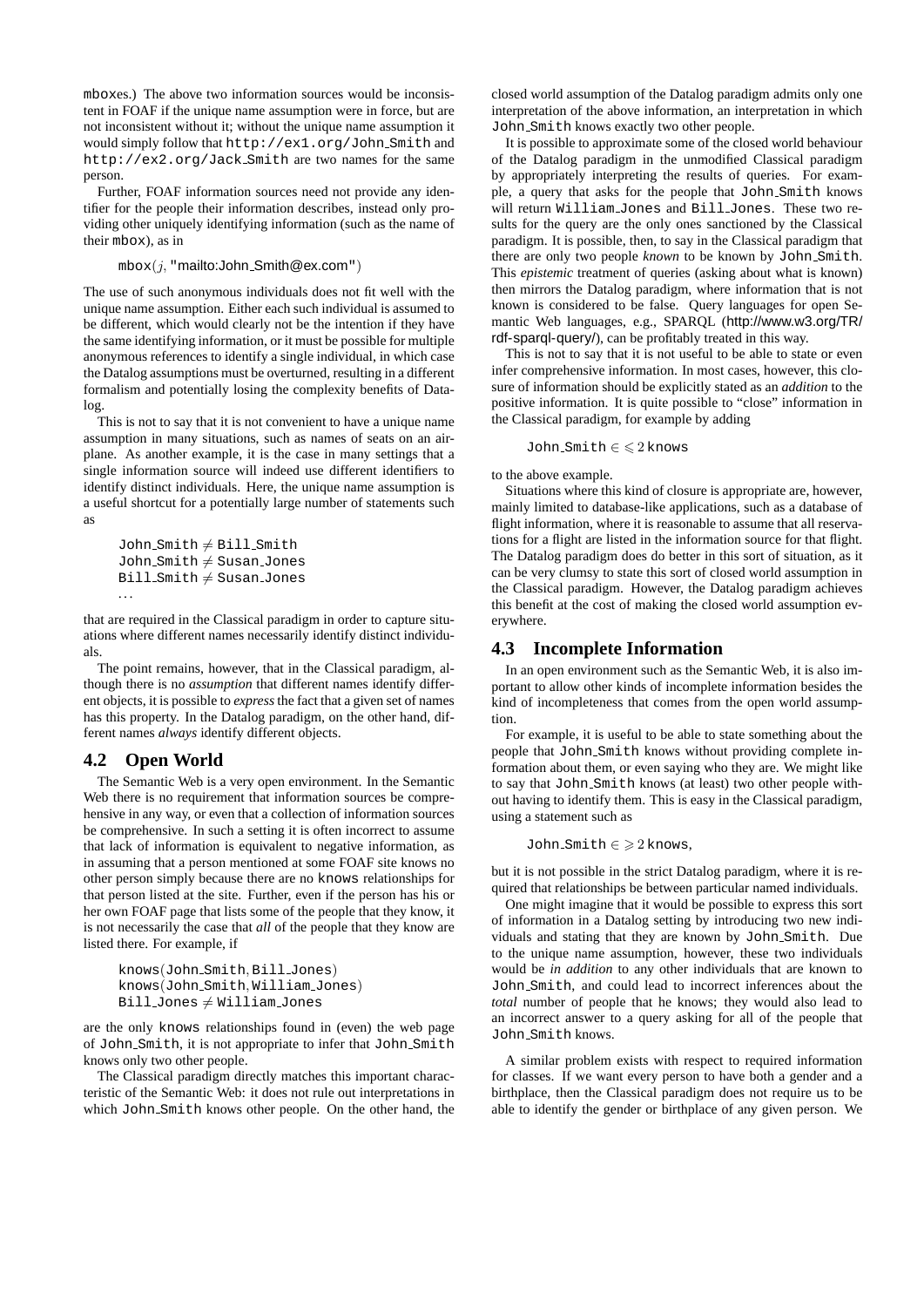mboxes.) The above two information sources would be inconsistent in FOAF if the unique name assumption were in force, but are not inconsistent without it; without the unique name assumption it would simply follow that `http://ex1.org/John_Smith` and `http://ex2.org/Jack_Smith` are two names for the same person.

Further, FOAF information sources need not provide any identifier for the people their information describes, instead only providing other uniquely identifying information (such as the name of their mbox), as in

$$\texttt{mbox}(j, \texttt{"mailto:John\_Smith@ex.com"})$$

The use of such anonymous individuals does not fit well with the unique name assumption. Either each such individual is assumed to be different, which would clearly not be the intention if they have the same identifying information, or it must be possible for multiple anonymous references to identify a single individual, in which case the Datalog assumptions must be overturned, resulting in a different formalism and potentially losing the complexity benefits of Datalog.

This is not to say that it is not convenient to have a unique name assumption in many situations, such as names of seats on an airplane. As another example, it is the case in many settings that a single information source will indeed use different identifiers to identify distinct individuals. Here, the unique name assumption is a useful shortcut for a potentially large number of statements such as

$$\texttt{John\_Smith} \neq \texttt{Bill\_Smith}$$
$$\texttt{John\_Smith} \neq \texttt{Susan\_Jones}$$
$$\texttt{Bill\_Smith} \neq \texttt{Susan\_Jones}$$
$$\ldots$$

that are required in the Classical paradigm in order to capture situations where different names necessarily identify distinct individuals.

The point remains, however, that in the Classical paradigm, although there is no *assumption* that different names identify different objects, it is possible to *express* the fact that a given set of names has this property. In the Datalog paradigm, on the other hand, different names *always* identify different objects.

## 4.2 Open World

The Semantic Web is a very open environment. In the Semantic Web there is no requirement that information sources be comprehensive in any way, or even that a collection of information sources be comprehensive. In such a setting it is often incorrect to assume that lack of information is equivalent to negative information, as in assuming that a person mentioned at some FOAF site knows no other person simply because there are no knows relationships for that person listed at the site. Further, even if the person has his or her own FOAF page that lists some of the people that they know, it is not necessarily the case that *all* of the people that they know are listed there. For example, if

$$\texttt{knows}(\texttt{John\_Smith}, \texttt{Bill\_Jones})$$
$$\texttt{knows}(\texttt{John\_Smith}, \texttt{William\_Jones})$$
$$\texttt{Bill\_Jones} \neq \texttt{William\_Jones}$$

are the only knows relationships found in (even) the web page of John_Smith, it is not appropriate to infer that John_Smith knows only two other people.

The Classical paradigm directly matches this important characteristic of the Semantic Web: it does not rule out interpretations in which John_Smith knows other people. On the other hand, the closed world assumption of the Datalog paradigm admits only one interpretation of the above information, an interpretation in which John_Smith knows exactly two other people.

It is possible to approximate some of the closed world behaviour of the Datalog paradigm in the unmodified Classical paradigm by appropriately interpreting the results of queries. For example, a query that asks for the people that John_Smith knows will return William_Jones and Bill_Jones. These two results for the query are the only ones sanctioned by the Classical paradigm. It is possible, then, to say in the Classical paradigm that there are only two people *known* to be known by John_Smith. This *epistemic* treatment of queries (asking about what is known) then mirrors the Datalog paradigm, where information that is not known is considered to be false. Query languages for open Semantic Web languages, e.g., SPARQL (http://www.w3.org/TR/rdf-sparql-query/), can be profitably treated in this way.

This is not to say that it is not useful to be able to state or even infer comprehensive information. In most cases, however, this closure of information should be explicitly stated as an *addition* to the positive information. It is quite possible to "close" information in the Classical paradigm, for example by adding

$$\texttt{John\_Smith} \in \leqslant 2\,\texttt{knows}$$

to the above example.

Situations where this kind of closure is appropriate are, however, mainly limited to database-like applications, such as a database of flight information, where it is reasonable to assume that all reservations for a flight are listed in the information source for that flight. The Datalog paradigm does do better in this sort of situation, as it can be very clumsy to state this sort of closed world assumption in the Classical paradigm. However, the Datalog paradigm achieves this benefit at the cost of making the closed world assumption everywhere.

## 4.3 Incomplete Information

In an open environment such as the Semantic Web, it is also important to allow other kinds of incomplete information besides the kind of incompleteness that comes from the open world assumption.

For example, it is useful to be able to state something about the people that John_Smith knows without providing complete information about them, or even saying who they are. We might like to say that John_Smith knows (at least) two other people without having to identify them. This is easy in the Classical paradigm, using a statement such as

$$\texttt{John\_Smith} \in \geqslant 2\,\texttt{knows},$$

but it is not possible in the strict Datalog paradigm, where it is required that relationships be between particular named individuals.

One might imagine that it would be possible to express this sort of information in a Datalog setting by introducing two new individuals and stating that they are known by John_Smith. Due to the unique name assumption, however, these two individuals would be *in addition* to any other individuals that are known to John_Smith, and could lead to incorrect inferences about the *total* number of people that he knows; they would also lead to an incorrect answer to a query asking for all of the people that John_Smith knows.

A similar problem exists with respect to required information for classes. If we want every person to have both a gender and a birthplace, then the Classical paradigm does not require us to be able to identify the gender or birthplace of any given person. We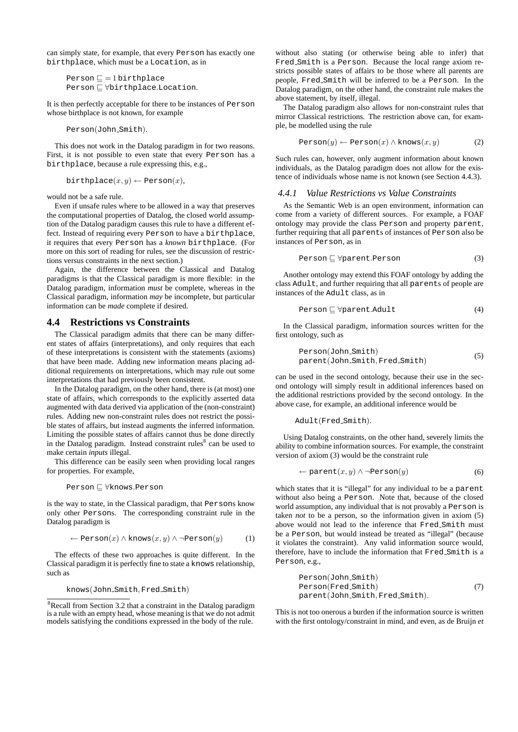can simply state, for example, that every Person has exactly one birthplace, which must be a Location, as in

$$\texttt{Person} \sqsubseteq = 1\,\texttt{birthplace}$$
$$\texttt{Person} \sqsubseteq \forall \texttt{birthplace}.\texttt{Location}.$$

It is then perfectly acceptable for there to be instances of Person whose birthplace is not known, for example

$$\texttt{Person}(\texttt{John\_Smith}).$$

This does not work in the Datalog paradigm in for two reasons. First, it is not possible to even state that every Person has a birthplace, because a rule expressing this, e.g.,

$$\texttt{birthplace}(x, y) \leftarrow \texttt{Person}(x),$$

would not be a safe rule.

Even if unsafe rules where to be allowed in a way that preserves the computational properties of Datalog, the closed world assumption of the Datalog paradigm causes this rule to have a different effect. Instead of requiring every Person to have a birthplace, it requires that every Person has a *known* birthplace. (For more on this sort of reading for rules, see the discussion of restrictions versus constraints in the next section.)

Again, the difference between the Classical and Datalog paradigms is that the Classical paradigm is more flexible: in the Datalog paradigm, information *must* be complete, whereas in the Classical paradigm, information *may* be incomplete, but particular information can be *made* complete if desired.

## 4.4 Restrictions vs Constraints

The Classical paradigm admits that there can be many different states of affairs (interpretations), and only requires that each of these interpretations is consistent with the statements (axioms) that have been made. Adding new information means placing additional requirements on interpretations, which may rule out some interpretations that had previously been consistent.

In the Datalog paradigm, on the other hand, there is (at most) one state of affairs, which corresponds to the explicitly asserted data augmented with data derived via application of the (non-constraint) rules. Adding new non-constraint rules does not restrict the possible states of affairs, but instead augments the inferred information. Limiting the possible states of affairs cannot thus be done directly in the Datalog paradigm. Instead constraint rules[8] can be used to make certain *inputs* illegal.

This difference can be easily seen when providing local ranges for properties. For example,

$$\texttt{Person} \sqsubseteq \forall \texttt{knows}.\texttt{Person}$$

is the way to state, in the Classical paradigm, that Persons know only other Persons. The corresponding constraint rule in the Datalog paradigm is

$$\leftarrow \texttt{Person}(x) \wedge \texttt{knows}(x, y) \wedge \neg\texttt{Person}(y) \qquad (1)$$

The effects of these two approaches is quite different. In the Classical paradigm it is perfectly fine to state a knows relationship, such as

$$\texttt{knows}(\texttt{John\_Smith}, \texttt{Fred\_Smith})$$

without also stating (or otherwise being able to infer) that Fred_Smith is a Person. Because the local range axiom restricts possible states of affairs to be those where all parents are people, Fred_Smith will be inferred to be a Person. In the Datalog paradigm, on the other hand, the constraint rule makes the above statement, by itself, illegal.

The Datalog paradigm also allows for non-constraint rules that mirror Classical restrictions. The restriction above can, for example, be modelled using the rule

$$\texttt{Person}(y) \leftarrow \texttt{Person}(x) \wedge \texttt{knows}(x, y) \qquad (2)$$

Such rules can, however, only augment information about known individuals, as the Datalog paradigm does not allow for the existence of individuals whose name is not known (see Section 4.4.3).

### 4.4.1 Value Restrictions vs Value Constraints

As the Semantic Web is an open environment, information can come from a variety of different sources. For example, a FOAF ontology may provide the class Person and property parent, further requiring that all parents of instances of Person also be instances of Person, as in

$$\texttt{Person} \sqsubseteq \forall \texttt{parent}.\texttt{Person} \qquad (3)$$

Another ontology may extend this FOAF ontology by adding the class Adult, and further requiring that all parents of people are instances of the Adult class, as in

$$\texttt{Person} \sqsubseteq \forall \texttt{parent}.\texttt{Adult} \qquad (4)$$

In the Classical paradigm, information sources written for the first ontology, such as

$$\begin{array}{l}\texttt{Person}(\texttt{John\_Smith})\\ \texttt{parent}(\texttt{John\_Smith}, \texttt{Fred\_Smith})\end{array} \qquad (5)$$

can be used in the second ontology, because their use in the second ontology will simply result in additional inferences based on the additional restrictions provided by the second ontology. In the above case, for example, an additional inference would be

$$\texttt{Adult}(\texttt{Fred\_Smith}).$$

Using Datalog constraints, on the other hand, severely limits the ability to combine information sources. For example, the constraint version of axiom (3) would be the constraint rule

$$\leftarrow \texttt{parent}(x, y) \wedge \neg\texttt{Person}(y) \qquad (6)$$

which states that it is "illegal" for any individual to be a parent without also being a Person. Note that, because of the closed world assumption, any individual that is not provably a Person is taken *not* to be a person, so the information given in axiom (5) above would not lead to the inference that Fred_Smith must be a Person, but would instead be treated as "illegal" (because it violates the constraint). Any valid information source would, therefore, have to include the information that Fred_Smith is a Person, e.g.,

$$\begin{array}{l}\texttt{Person}(\texttt{John\_Smith})\\ \texttt{Person}(\texttt{Fred\_Smith})\\ \texttt{parent}(\texttt{John\_Smith}, \texttt{Fred\_Smith}).\end{array} \qquad (7)$$

This is not too onerous a burden if the information source is written with the first ontology/constraint in mind, and even, as de Bruijn *et*

[8] Recall from Section 3.2 that a constraint in the Datalog paradigm is a rule with an empty head, whose meaning is that we do not admit models satisfying the conditions expressed in the body of the rule.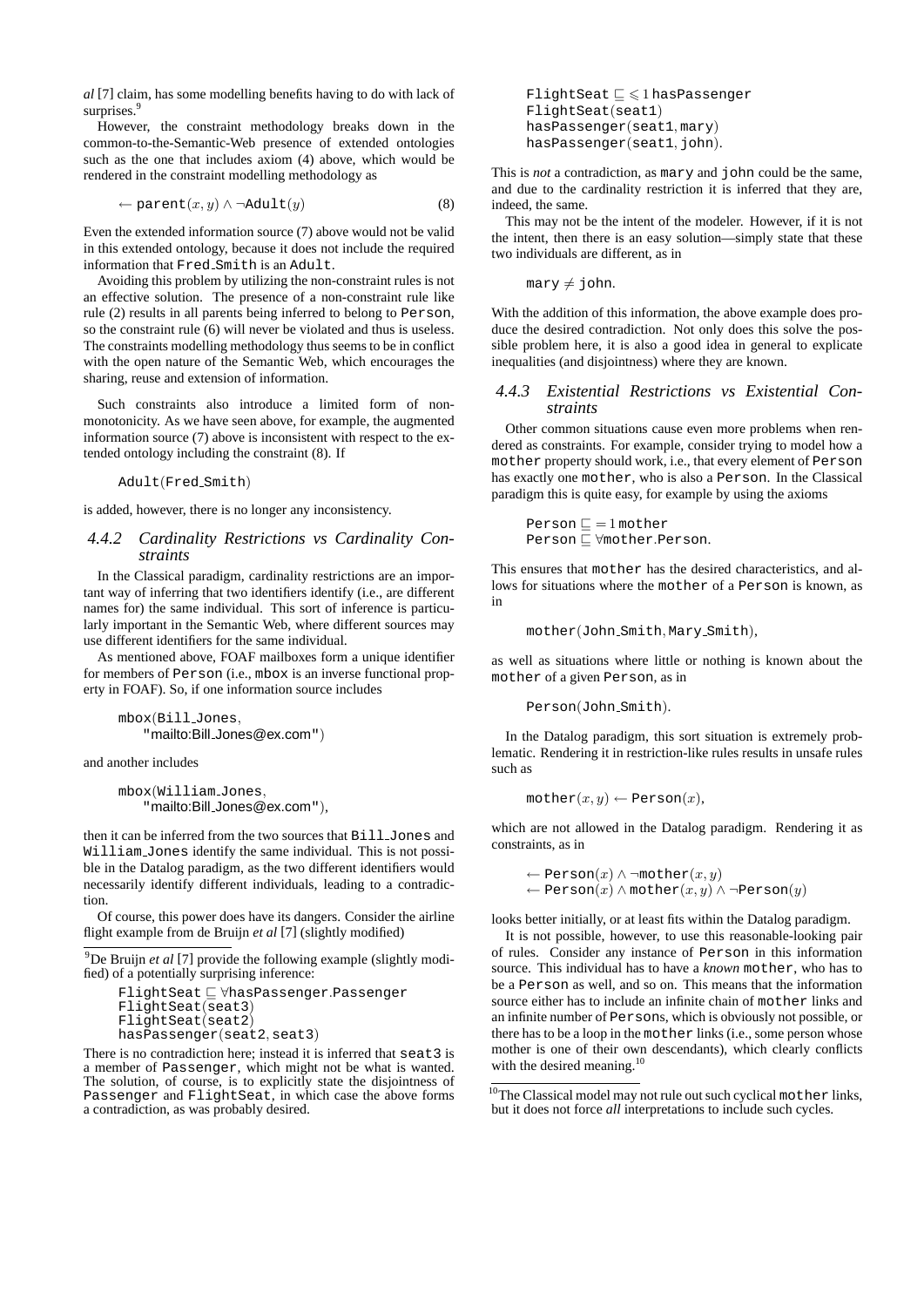*al* [7] claim, has some modelling benefits having to do with lack of surprises.[9]

However, the constraint methodology breaks down in the common-to-the-Semantic-Web presence of extended ontologies such as the one that includes axiom (4) above, which would be rendered in the constraint modelling methodology as

$$\leftarrow \texttt{parent}(x, y) \wedge \neg\texttt{Adult}(y) \tag{8}$$

Even the extended information source (7) above would not be valid in this extended ontology, because it does not include the required information that Fred_Smith is an Adult.

Avoiding this problem by utilizing the non-constraint rules is not an effective solution. The presence of a non-constraint rule like rule (2) results in all parents being inferred to belong to Person, so the constraint rule (6) will never be violated and thus is useless. The constraints modelling methodology thus seems to be in conflict with the open nature of the Semantic Web, which encourages the sharing, reuse and extension of information.

Such constraints also introduce a limited form of non-monotonicity. As we have seen above, for example, the augmented information source (7) above is inconsistent with respect to the extended ontology including the constraint (8). If

$$\texttt{Adult}(\texttt{Fred\_Smith})$$

is added, however, there is no longer any inconsistency.

### 4.4.2 Cardinality Restrictions vs Cardinality Constraints

In the Classical paradigm, cardinality restrictions are an important way of inferring that two identifiers identify (i.e., are different names for) the same individual. This sort of inference is particularly important in the Semantic Web, where different sources may use different identifiers for the same individual.

As mentioned above, FOAF mailboxes form a unique identifier for members of Person (i.e., mbox is an inverse functional property in FOAF). So, if one information source includes

$$\texttt{mbox}(\texttt{Bill\_Jones}, \texttt{"mailto:Bill\_Jones@ex.com"})$$

and another includes

$$\texttt{mbox}(\texttt{William\_Jones}, \texttt{"mailto:Bill\_Jones@ex.com"}),$$

then it can be inferred from the two sources that Bill_Jones and William_Jones identify the same individual. This is not possible in the Datalog paradigm, as the two different identifiers would necessarily identify different individuals, leading to a contradiction.

Of course, this power does have its dangers. Consider the airline flight example from de Bruijn *et al* [7] (slightly modified)

$$\begin{aligned}
&\texttt{FlightSeat} \sqsubseteq \leqslant 1\, \texttt{hasPassenger} \\
&\texttt{FlightSeat}(\texttt{seat1}) \\
&\texttt{hasPassenger}(\texttt{seat1}, \texttt{mary}) \\
&\texttt{hasPassenger}(\texttt{seat1}, \texttt{john}).
\end{aligned}$$

This is *not* a contradiction, as mary and john could be the same, and due to the cardinality restriction it is inferred that they are, indeed, the same.

This may not be the intent of the modeler. However, if it is not the intent, then there is an easy solution—simply state that these two individuals are different, as in

$$\texttt{mary} \neq \texttt{john}.$$

With the addition of this information, the above example does produce the desired contradiction. Not only does this solve the possible problem here, it is also a good idea in general to explicate inequalities (and disjointness) where they are known.

### 4.4.3 Existential Restrictions vs Existential Constraints

Other common situations cause even more problems when rendered as constraints. For example, consider trying to model how a mother property should work, i.e., that every element of Person has exactly one mother, who is also a Person. In the Classical paradigm this is quite easy, for example by using the axioms

$$\begin{aligned}
&\texttt{Person} \sqsubseteq = 1\, \texttt{mother} \\
&\texttt{Person} \sqsubseteq \forall \texttt{mother}.\texttt{Person}.
\end{aligned}$$

This ensures that mother has the desired characteristics, and allows for situations where the mother of a Person is known, as in

$$\texttt{mother}(\texttt{John\_Smith}, \texttt{Mary\_Smith}),$$

as well as situations where little or nothing is known about the mother of a given Person, as in

$$\texttt{Person}(\texttt{John\_Smith}).$$

In the Datalog paradigm, this sort situation is extremely problematic. Rendering it in restriction-like rules results in unsafe rules such as

$$\texttt{mother}(x, y) \leftarrow \texttt{Person}(x),$$

which are not allowed in the Datalog paradigm. Rendering it as constraints, as in

$$\begin{aligned}
&\leftarrow \texttt{Person}(x) \wedge \neg\texttt{mother}(x, y) \\
&\leftarrow \texttt{Person}(x) \wedge \texttt{mother}(x, y) \wedge \neg\texttt{Person}(y)
\end{aligned}$$

looks better initially, or at least fits within the Datalog paradigm.

It is not possible, however, to use this reasonable-looking pair of rules. Consider any instance of Person in this information source. This individual has to have a *known* mother, who has to be a Person as well, and so on. This means that the information source either has to include an infinite chain of mother links and an infinite number of Persons, which is obviously not possible, or there has to be a loop in the mother links (i.e., some person whose mother is one of their own descendants), which clearly conflicts with the desired meaning.[10]

---

[9] De Bruijn *et al* [7] provide the following example (slightly modified) of a potentially surprising inference:

$$\begin{aligned}
&\texttt{FlightSeat} \sqsubseteq \forall \texttt{hasPassenger}.\texttt{Passenger} \\
&\texttt{FlightSeat}(\texttt{seat3}) \\
&\texttt{FlightSeat}(\texttt{seat2}) \\
&\texttt{hasPassenger}(\texttt{seat2}, \texttt{seat3})
\end{aligned}$$

There is no contradiction here; instead it is inferred that seat3 is a member of Passenger, which might not be what is wanted. The solution, of course, is to explicitly state the disjointness of Passenger and FlightSeat, in which case the above forms a contradiction, as was probably desired.

[10] The Classical model may not rule out such cyclical mother links, but it does not force *all* interpretations to include such cycles.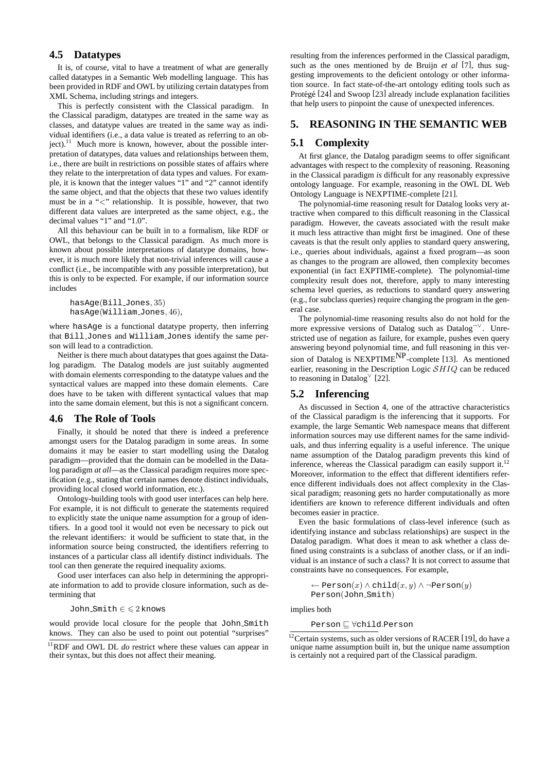### 4.5 Datatypes

It is, of course, vital to have a treatment of what are generally called datatypes in a Semantic Web modelling language. This has been provided in RDF and OWL by utilizing certain datatypes from XML Schema, including strings and integers.

This is perfectly consistent with the Classical paradigm. In the Classical paradigm, datatypes are treated in the same way as classes, and datatype values are treated in the same way as individual identifiers (i.e., a data value is treated as referring to an object).[11] Much more is known, however, about the possible interpretation of datatypes, data values and relationships between them, i.e., there are built in restrictions on possible states of affairs where they relate to the interpretation of data types and values. For example, it is known that the integer values "1" and "2" cannot identify the same object, and that the objects that these two values identify must be in a "<" relationship. It is possible, however, that two different data values are interpreted as the same object, e.g., the decimal values "1" and "1.0".

All this behaviour can be built in to a formalism, like RDF or OWL, that belongs to the Classical paradigm. As much more is known about possible interpretations of datatype domains, however, it is much more likely that non-trivial inferences will cause a conflict (i.e., be incompatible with any possible interpretation), but this is only to be expected. For example, if our information source includes

$$\texttt{hasAge}(\texttt{Bill\_Jones}, 35)$$
$$\texttt{hasAge}(\texttt{William\_Jones}, 46),$$

where hasAge is a functional datatype property, then inferring that Bill_Jones and William_Jones identify the same person will lead to a contradiction.

Neither is there much about datatypes that goes against the Datalog paradigm. The Datalog models are just suitably augmented with domain elements corresponding to the datatype values and the syntactical values are mapped into these domain elements. Care does have to be taken with different syntactical values that map into the same domain element, but this is not a significant concern.

### 4.6 The Role of Tools

Finally, it should be noted that there is indeed a preference amongst users for the Datalog paradigm in some areas. In some domains it may be easier to start modelling using the Datalog paradigm—provided that the domain can be modelled in the Datalog paradigm *at all*—as the Classical paradigm requires more specification (e.g., stating that certain names denote distinct individuals, providing local closed world information, etc.).

Ontology-building tools with good user interfaces can help here. For example, it is not difficult to generate the statements required to explicitly state the unique name assumption for a group of identifiers. In a good tool it would not even be necessary to pick out the relevant identifiers: it would be sufficient to state that, in the information source being constructed, the identifiers referring to instances of a particular class all identify distinct individuals. The tool can then generate the required inequality axioms.

Good user interfaces can also help in determining the appropriate information to add to provide closure information, such as determining that

$$\texttt{John\_Smith} \in \leqslant 2\,\texttt{knows}$$

would provide local closure for the people that John_Smith knows. They can also be used to point out potential "surprises" resulting from the inferences performed in the Classical paradigm, such as the ones mentioned by de Bruijn *et al* [7], thus suggesting improvements to the deficient ontology or other information source. In fact state-of-the-art ontology editing tools such as Protégé [24] and Swoop [23] already include explanation facilities that help users to pinpoint the cause of unexpected inferences.

[11] RDF and OWL DL *do* restrict where these values can appear in their syntax, but this does not affect their meaning.

## 5. REASONING IN THE SEMANTIC WEB

### 5.1 Complexity

At first glance, the Datalog paradigm seems to offer significant advantages with respect to the complexity of reasoning. Reasoning in the Classical paradigm *is* difficult for any reasonably expressive ontology language. For example, reasoning in the OWL DL Web Ontology Language is NEXPTIME-complete [21].

The polynomial-time reasoning result for Datalog looks very attractive when compared to this difficult reasoning in the Classical paradigm. However, the caveats associated with the result make it much less attractive than might first be imagined. One of these caveats is that the result only applies to standard query answering, i.e., queries about individuals, against a fixed program—as soon as changes to the program are allowed, then complexity becomes exponential (in fact EXPTIME-complete). The polynomial-time complexity result does not, therefore, apply to many interesting schema level queries, as reductions to standard query answering (e.g., for subclass queries) require changing the program in the general case.

The polynomial-time reasoning results also do not hold for the more expressive versions of Datalog such as Datalog$^{\neg\vee}$. Unrestricted use of negation as failure, for example, pushes even query answering beyond polynomial time, and full reasoning in this version of Datalog is NEXPTIME$^{\text{NP}}$-complete [13]. As mentioned earlier, reasoning in the Description Logic $\mathcal{SHIQ}$ can be reduced to reasoning in Datalog$^{\vee}$ [22].

### 5.2 Inferencing

As discussed in Section 4, one of the attractive characteristics of the Classical paradigm is the inferencing that it supports. For example, the large Semantic Web namespace means that different information sources may use different names for the same individuals, and thus inferring equality is a useful inference. The unique name assumption of the Datalog paradigm prevents this kind of inference, whereas the Classical paradigm can easily support it.[12] Moreover, information to the effect that different identifiers reference different individuals does not affect complexity in the Classical paradigm; reasoning gets no harder computationally as more identifiers are known to reference different individuals and often becomes easier in practice.

Even the basic formulations of class-level inference (such as identifying instance and subclass relationships) are suspect in the Datalog paradigm. What does it mean to ask whether a class defined using constraints is a subclass of another class, or if an individual is an instance of such a class? It is not correct to assume that constraints have no consequences. For example,

$$\leftarrow \texttt{Person}(x) \wedge \texttt{child}(x, y) \wedge \neg\texttt{Person}(y)$$
$$\texttt{Person}(\texttt{John\_Smith})$$

implies both

$$\texttt{Person} \sqsubseteq \forall\texttt{child}.\texttt{Person}$$

[12] Certain systems, such as older versions of RACER [19], do have a unique name assumption built in, but the unique name assumption is certainly not a required part of the Classical paradigm.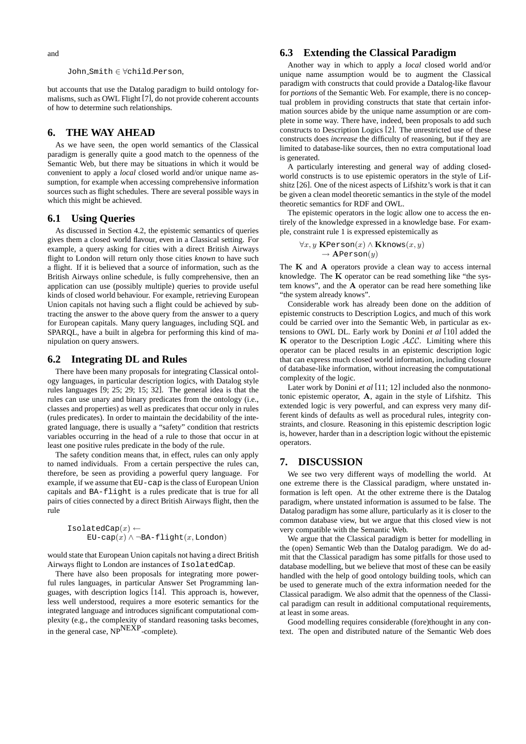and

$$\texttt{John\_Smith} \in \forall\texttt{child}.\texttt{Person},$$

but accounts that use the Datalog paradigm to build ontology formalisms, such as OWL Flight [7], do not provide coherent accounts of how to determine such relationships.

## 6. THE WAY AHEAD

As we have seen, the open world semantics of the Classical paradigm is generally quite a good match to the openness of the Semantic Web, but there may be situations in which it would be convenient to apply a *local* closed world and/or unique name assumption, for example when accessing comprehensive information sources such as flight schedules. There are several possible ways in which this might be achieved.

### 6.1 Using Queries

As discussed in Section 4.2, the epistemic semantics of queries gives them a closed world flavour, even in a Classical setting. For example, a query asking for cities with a direct British Airways flight to London will return only those cities *known* to have such a flight. If it is believed that a source of information, such as the British Airways online schedule, is fully comprehensive, then an application can use (possibly multiple) queries to provide useful kinds of closed world behaviour. For example, retrieving European Union capitals not having such a flight could be achieved by subtracting the answer to the above query from the answer to a query for European capitals. Many query languages, including SQL and SPARQL, have a built in algebra for performing this kind of manipulation on query answers.

### 6.2 Integrating DL and Rules

There have been many proposals for integrating Classical ontology languages, in particular description logics, with Datalog style rules languages [9; 25; 29; 15; 32]. The general idea is that the rules can use unary and binary predicates from the ontology (i.e., classes and properties) as well as predicates that occur only in rules (rules predicates). In order to maintain the decidability of the integrated language, there is usually a "safety" condition that restricts variables occurring in the head of a rule to those that occur in at least one positive rules predicate in the body of the rule.

The safety condition means that, in effect, rules can only apply to named individuals. From a certain perspective the rules can, therefore, be seen as providing a powerful query language. For example, if we assume that `EU-cap` is the class of European Union capitals and `BA-flight` is a rules predicate that is true for all pairs of cities connected by a direct British Airways flight, then the rule

$$\texttt{IsolatedCap}(x) \leftarrow \texttt{EU-cap}(x) \wedge \neg\texttt{BA-flight}(x, \texttt{London})$$

would state that European Union capitals not having a direct British Airways flight to London are instances of `IsolatedCap`.

There have also been proposals for integrating more powerful rules languages, in particular Answer Set Programming languages, with description logics [14]. This approach is, however, less well understood, requires a more esoteric semantics for the integrated language and introduces significant computational complexity (e.g., the complexity of standard reasoning tasks becomes, in the general case, $\mathrm{NP}^{\mathrm{NEXP}}$-complete).

### 6.3 Extending the Classical Paradigm

Another way in which to apply a *local* closed world and/or unique name assumption would be to augment the Classical paradigm with constructs that could provide a Datalog-like flavour for *portions* of the Semantic Web. For example, there is no conceptual problem in providing constructs that state that certain information sources abide by the unique name assumption or are complete in some way. There have, indeed, been proposals to add such constructs to Description Logics [2]. The unrestricted use of these constructs does *increase* the difficulty of reasoning, but if they are limited to database-like sources, then no extra computational load is generated.

A particularly interesting and general way of adding closed-world constructs is to use epistemic operators in the style of Lifshitz [26]. One of the nicest aspects of Lifshitz's work is that it can be given a clean model theoretic semantics in the style of the model theoretic semantics for RDF and OWL.

The epistemic operators in the logic allow one to access the entirely of the knowledge expressed in a knowledge base. For example, constraint rule 1 is expressed epistemically as

$$\forall x, y\ \mathbf{K}\texttt{Person}(x) \wedge \mathbf{K}\texttt{knows}(x, y) \rightarrow \mathbf{A}\texttt{Person}(y)$$

The $\mathbf{K}$ and $\mathbf{A}$ operators provide a clean way to access internal knowledge. The $\mathbf{K}$ operator can be read something like "the system knows", and the $\mathbf{A}$ operator can be read here something like "the system already knows".

Considerable work has already been done on the addition of epistemic constructs to Description Logics, and much of this work could be carried over into the Semantic Web, in particular as extensions to OWL DL. Early work by Donini *et al* [10] added the $\mathbf{K}$ operator to the Description Logic $\mathcal{ALC}$. Limiting where this operator can be placed results in an epistemic description logic that can express much closed world information, including closure of database-like information, without increasing the computational complexity of the logic.

Later work by Donini *et al* [11; 12] included also the nonmonotonic epistemic operator, $\mathbf{A}$, again in the style of Lifshitz. This extended logic is very powerful, and can express very many different kinds of defaults as well as procedural rules, integrity constraints, and closure. Reasoning in this epistemic description logic is, however, harder than in a description logic without the epistemic operators.

## 7. DISCUSSION

We see two very different ways of modelling the world. At one extreme there is the Classical paradigm, where unstated information is left open. At the other extreme there is the Datalog paradigm, where unstated information is assumed to be false. The Datalog paradigm has some allure, particularly as it is closer to the common database view, but we argue that this closed view is not very compatible with the Semantic Web.

We argue that the Classical paradigm is better for modelling in the (open) Semantic Web than the Datalog paradigm. We do admit that the Classical paradigm has some pitfalls for those used to database modelling, but we believe that most of these can be easily handled with the help of good ontology building tools, which can be used to generate much of the extra information needed for the Classical paradigm. We also admit that the openness of the Classical paradigm can result in additional computational requirements, at least in some areas.

Good modelling requires considerable (fore)thought in any context. The open and distributed nature of the Semantic Web does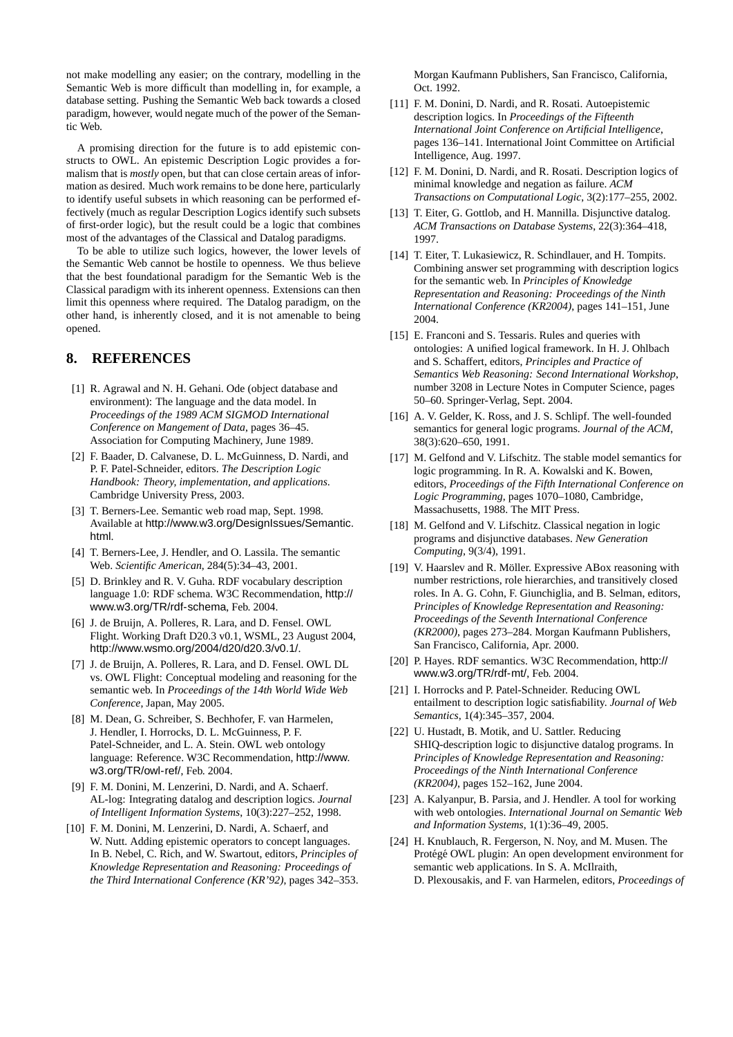not make modelling any easier; on the contrary, modelling in the Semantic Web is more difficult than modelling in, for example, a database setting. Pushing the Semantic Web back towards a closed paradigm, however, would negate much of the power of the Semantic Web.

A promising direction for the future is to add epistemic constructs to OWL. An epistemic Description Logic provides a formalism that is *mostly* open, but that can close certain areas of information as desired. Much work remains to be done here, particularly to identify useful subsets in which reasoning can be performed effectively (much as regular Description Logics identify such subsets of first-order logic), but the result could be a logic that combines most of the advantages of the Classical and Datalog paradigms.

To be able to utilize such logics, however, the lower levels of the Semantic Web cannot be hostile to openness. We thus believe that the best foundational paradigm for the Semantic Web is the Classical paradigm with its inherent openness. Extensions can then limit this openness where required. The Datalog paradigm, on the other hand, is inherently closed, and it is not amenable to being opened.

## 8. REFERENCES

[1] R. Agrawal and N. H. Gehani. Ode (object database and environment): The language and the data model. In *Proceedings of the 1989 ACM SIGMOD International Conference on Mangement of Data*, pages 36–45. Association for Computing Machinery, June 1989.

[2] F. Baader, D. Calvanese, D. L. McGuinness, D. Nardi, and P. F. Patel-Schneider, editors. *The Description Logic Handbook: Theory, implementation, and applications.* Cambridge University Press, 2003.

[3] T. Berners-Lee. Semantic web road map, Sept. 1998. Available at http://www.w3.org/DesignIssues/Semantic.html.

[4] T. Berners-Lee, J. Hendler, and O. Lassila. The semantic Web. *Scientific American*, 284(5):34–43, 2001.

[5] D. Brinkley and R. V. Guha. RDF vocabulary description language 1.0: RDF schema. W3C Recommendation, http://www.w3.org/TR/rdf-schema, Feb. 2004.

[6] J. de Bruijn, A. Polleres, R. Lara, and D. Fensel. OWL Flight. Working Draft D20.3 v0.1, WSML, 23 August 2004, http://www.wsmo.org/2004/d20/d20.3/v0.1/.

[7] J. de Bruijn, A. Polleres, R. Lara, and D. Fensel. OWL DL vs. OWL Flight: Conceptual modeling and reasoning for the semantic web. In *Proceedings of the 14th World Wide Web Conference*, Japan, May 2005.

[8] M. Dean, G. Schreiber, S. Bechhofer, F. van Harmelen, J. Hendler, I. Horrocks, D. L. McGuinness, P. F. Patel-Schneider, and L. A. Stein. OWL web ontology language: Reference. W3C Recommendation, http://www.w3.org/TR/owl-ref/, Feb. 2004.

[9] F. M. Donini, M. Lenzerini, D. Nardi, and A. Schaerf. AL-log: Integrating datalog and description logics. *Journal of Intelligent Information Systems*, 10(3):227–252, 1998.

[10] F. M. Donini, M. Lenzerini, D. Nardi, A. Schaerf, and W. Nutt. Adding epistemic operators to concept languages. In B. Nebel, C. Rich, and W. Swartout, editors, *Principles of Knowledge Representation and Reasoning: Proceedings of the Third International Conference (KR'92)*, pages 342–353. Morgan Kaufmann Publishers, San Francisco, California, Oct. 1992.

[11] F. M. Donini, D. Nardi, and R. Rosati. Autoepistemic description logics. In *Proceedings of the Fifteenth International Joint Conference on Artificial Intelligence*, pages 136–141. International Joint Committee on Artificial Intelligence, Aug. 1997.

[12] F. M. Donini, D. Nardi, and R. Rosati. Description logics of minimal knowledge and negation as failure. *ACM Transactions on Computational Logic*, 3(2):177–255, 2002.

[13] T. Eiter, G. Gottlob, and H. Mannilla. Disjunctive datalog. *ACM Transactions on Database Systems*, 22(3):364–418, 1997.

[14] T. Eiter, T. Lukasiewicz, R. Schindlauer, and H. Tompits. Combining answer set programming with description logics for the semantic web. In *Principles of Knowledge Representation and Reasoning: Proceedings of the Ninth International Conference (KR2004)*, pages 141–151, June 2004.

[15] E. Franconi and S. Tessaris. Rules and queries with ontologies: A unified logical framework. In H. J. Ohlbach and S. Schaffert, editors, *Principles and Practice of Semantics Web Reasoning: Second International Workshop*, number 3208 in Lecture Notes in Computer Science, pages 50–60. Springer-Verlag, Sept. 2004.

[16] A. V. Gelder, K. Ross, and J. S. Schlipf. The well-founded semantics for general logic programs. *Journal of the ACM*, 38(3):620–650, 1991.

[17] M. Gelfond and V. Lifschitz. The stable model semantics for logic programming. In R. A. Kowalski and K. Bowen, editors, *Proceedings of the Fifth International Conference on Logic Programming*, pages 1070–1080, Cambridge, Massachusetts, 1988. The MIT Press.

[18] M. Gelfond and V. Lifschitz. Classical negation in logic programs and disjunctive databases. *New Generation Computing*, 9(3/4), 1991.

[19] V. Haarslev and R. Möller. Expressive ABox reasoning with number restrictions, role hierarchies, and transitively closed roles. In A. G. Cohn, F. Giunchiglia, and B. Selman, editors, *Principles of Knowledge Representation and Reasoning: Proceedings of the Seventh International Conference (KR2000)*, pages 273–284. Morgan Kaufmann Publishers, San Francisco, California, Apr. 2000.

[20] P. Hayes. RDF semantics. W3C Recommendation, http://www.w3.org/TR/rdf-mt/, Feb. 2004.

[21] I. Horrocks and P. Patel-Schneider. Reducing OWL entailment to description logic satisfiability. *Journal of Web Semantics*, 1(4):345–357, 2004.

[22] U. Hustadt, B. Motik, and U. Sattler. Reducing SHIQ-description logic to disjunctive datalog programs. In *Principles of Knowledge Representation and Reasoning: Proceedings of the Ninth International Conference (KR2004)*, pages 152–162, June 2004.

[23] A. Kalyanpur, B. Parsia, and J. Hendler. A tool for working with web ontologies. *International Journal on Semantic Web and Information Systems*, 1(1):36–49, 2005.

[24] H. Knublauch, R. Fergerson, N. Noy, and M. Musen. The Protégé OWL plugin: An open development environment for semantic web applications. In S. A. McIlraith, D. Plexousakis, and F. van Harmelen, editors, *Proceedings of*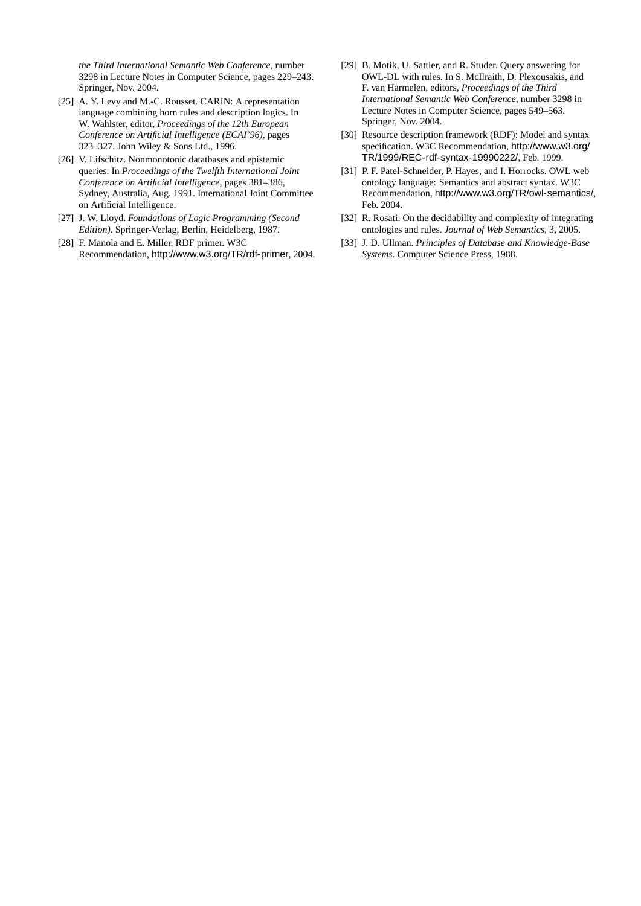*the Third International Semantic Web Conference*, number 3298 in Lecture Notes in Computer Science, pages 229–243. Springer, Nov. 2004.

[25] A. Y. Levy and M.-C. Rousset. CARIN: A representation language combining horn rules and description logics. In W. Wahlster, editor, *Proceedings of the 12th European Conference on Artificial Intelligence (ECAI'96)*, pages 323–327. John Wiley & Sons Ltd., 1996.

[26] V. Lifschitz. Nonmonotonic datatbases and epistemic queries. In *Proceedings of the Twelfth International Joint Conference on Artificial Intelligence*, pages 381–386, Sydney, Australia, Aug. 1991. International Joint Committee on Artificial Intelligence.

[27] J. W. Lloyd. *Foundations of Logic Programming (Second Edition)*. Springer-Verlag, Berlin, Heidelberg, 1987.

[28] F. Manola and E. Miller. RDF primer. W3C Recommendation, http://www.w3.org/TR/rdf-primer, 2004.

[29] B. Motik, U. Sattler, and R. Studer. Query answering for OWL-DL with rules. In S. McIlraith, D. Plexousakis, and F. van Harmelen, editors, *Proceedings of the Third International Semantic Web Conference*, number 3298 in Lecture Notes in Computer Science, pages 549–563. Springer, Nov. 2004.

[30] Resource description framework (RDF): Model and syntax specification. W3C Recommendation, http://www.w3.org/TR/1999/REC-rdf-syntax-19990222/, Feb. 1999.

[31] P. F. Patel-Schneider, P. Hayes, and I. Horrocks. OWL web ontology language: Semantics and abstract syntax. W3C Recommendation, http://www.w3.org/TR/owl-semantics/, Feb. 2004.

[32] R. Rosati. On the decidability and complexity of integrating ontologies and rules. *Journal of Web Semantics*, 3, 2005.

[33] J. D. Ullman. *Principles of Database and Knowledge-Base Systems*. Computer Science Press, 1988.